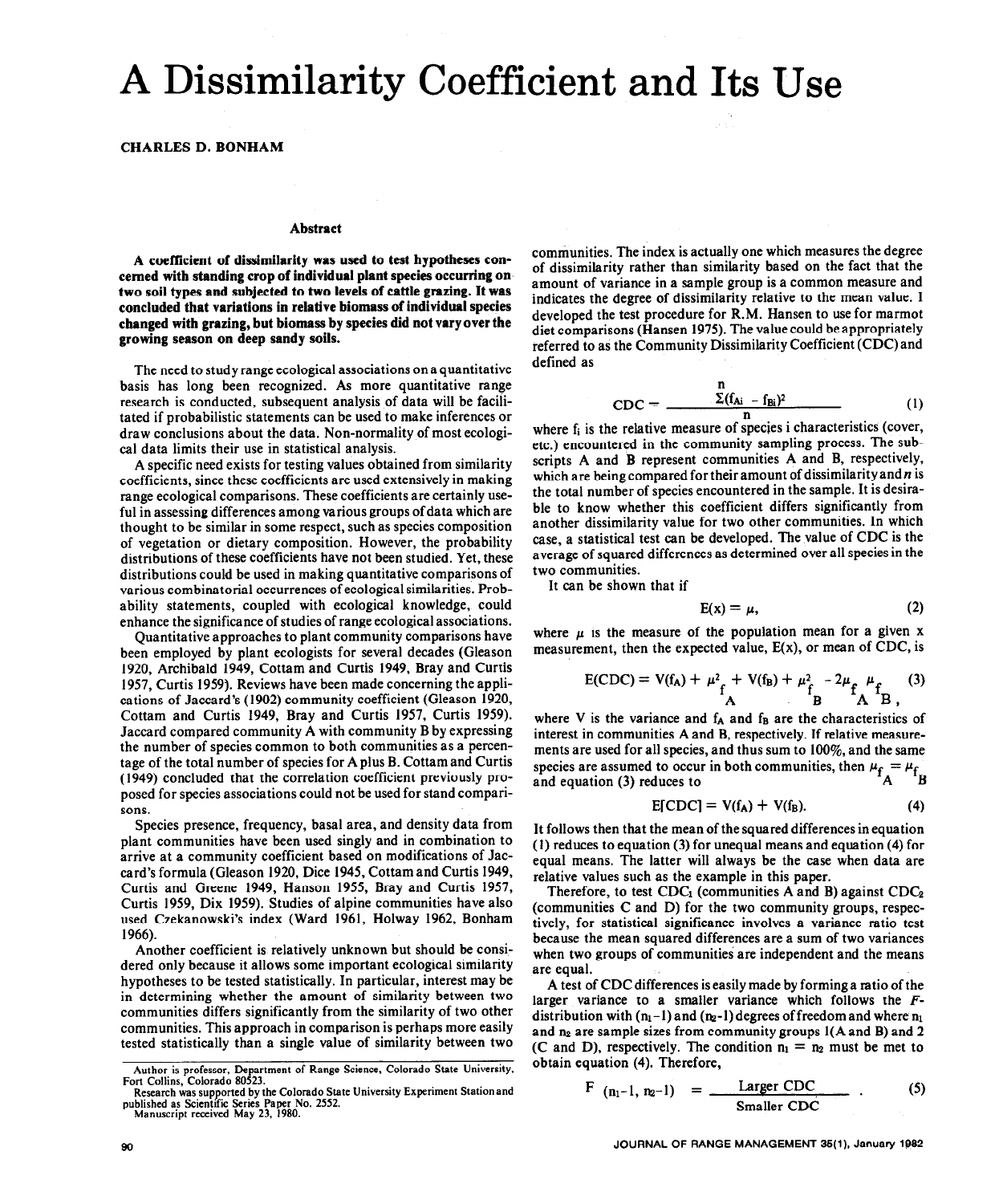# A Dissimilarity Coefficient and Its Use

**CHARLES D. BONHAM**

## Abstract

**A coefficient of dissimilarity was used to test hypotheses concerned with standing crop of individual plant species occurring on two soil types and subjected to two levels of cattle grazing. It was concluded that variations in relative biomass of individual species changed with grazing, but biomass by species did not vary over the growing season on deep sandy soils.**

The need to study range ecological associations on a quantitative basis has long been recognized. As more quantitative range research is conducted, subsequent analysis of data will be facilitated if probabilistic statements can be used to make inferences or draw conclusions about the data. Non-normality of most ecological data limits their use in statistical analysis.

A specific need exists for testing values obtained from similarity coefficients, since these coefficients are used extensively in making range ecological comparisons. These coefficients are certainly useful in assessing differences among various groups of data which are thought to be similar in some respect, such as species composition of vegetation or dietary composition. However, the probability distributions of these coefficients have not been studied. Yet, these distributions could be used in making quantitative comparisons of various combinatorial occurrences of ecological similarities. Probability statements, coupled with ecological knowledge, could enhance the significance of studies of range ecological associations.

Quantitative approaches to plant community comparisons have been employed by plant ecologists for several decades (Gleason 1920, Archibald 1949, Cottam and Curtis 1949, Bray and Curtis 1957, Curtis 1959). Reviews have been made concerning the applications of Jaccard's (1902) community coefficient (Gleason 1920, Cottam and Curtis 1949, Bray and Curtis 1957, Curtis 1959). Jaccard compared community A with community B by expressing the number of species common to both communities as a percentage of the total number of species for A plus B. Cottam and Curtis (1949) concluded that the correlation coefficient previously proposed for species associations could not be used for stand comparisons.

Species presence, frequency, basal area, and density data from plant communities have been used singly and in combination to arrive at a community coefficient based on modifications of Jaccard's formula (Gleason 1920, Dice 1945, Cottam and Curtis 1949, Curtis and Greene 1949, Hanson 1955, Bray and Curtis 1957, Curtis 1959, Dix 1959). Studies of alpine communities have also used Czekanowski's index (Ward 1961, Holway 1962, Bonham 1966).

Another coefficient is relatively unknown but should be considered only because it allows some important ecological similarity hypotheses to be tested statistically. In particular, interest may be in determining whether the amount of similarity between two communities differs significantly from the similarity of two other communities. This approach in comparison is perhaps more easily tested statistically than a single value of similarity between two communities. The index is actually one which measures the degree of dissimilarity rather than similarity based on the fact that the amount of variance in a sample group is a common measure and indicates the degree of dissimilarity relative to the mean value. I developed the test procedure for R.M. Hansen to use for marmot diet comparisons (Hansen 1975). The value could be appropriately referred to as the Community Dissimilarity Coefficient (CDC) and defined as

$$CDC = \frac{\sum^{n} (f_{Ai} - f_{Bi})^2}{n} \qquad (1)$$

where $f_i$ is the relative measure of species i characteristics (cover, etc.) encountered in the community sampling process. The subscripts A and B represent communities A and B, respectively, which are being compared for their amount of dissimilarity and $n$ is the total number of species encountered in the sample. It is desirable to know whether this coefficient differs significantly from another dissimilarity value for two other communities. In which case, a statistical test can be developed. The value of CDC is the average of squared differences as determined over all species in the two communities.

It can be shown that if

$$E(x) = \mu, \qquad (2)$$

where $\mu$ is the measure of the population mean for a given x measurement, then the expected value, E(x), or mean of CDC, is

$$E(CDC) = V(f_A) + \mu^2_{f_A} + V(f_B) + \mu^2_{f_B} - 2\mu_{f_A}\mu_{f_B}, \qquad (3)$$

where V is the variance and $f_A$ and $f_B$ are the characteristics of interest in communities A and B, respectively. If relative measurements are used for all species, and thus sum to 100%, and the same species are assumed to occur in both communities, then $\mu_{f_A} = \mu_{f_B}$ and equation (3) reduces to

$$E[CDC] = V(f_A) + V(f_B). \qquad (4)$$

It follows then that the mean of the squared differences in equation (1) reduces to equation (3) for unequal means and equation (4) for equal means. The latter will always be the case when data are relative values such as the example in this paper.

Therefore, to test $CDC_1$ (communities A and B) against $CDC_2$ (communities C and D) for the two community groups, respectively, for statistical significance involves a variance ratio test because the mean squared differences are a sum of two variances when two groups of communities are independent and the means are equal.

A test of CDC differences is easily made by forming a ratio of the larger variance to a smaller variance which follows the *F*-distribution with $(n_1-1)$ and $(n_2-1)$ degrees of freedom and where $n_1$ and $n_2$ are sample sizes from community groups 1 (A and B) and 2 (C and D), respectively. The condition $n_1 = n_2$ must be met to obtain equation (4). Therefore,

$$F_{(n_1-1,\, n_2-1)} = \frac{\text{Larger CDC}}{\text{Smaller CDC}}. \qquad (5)$$

---

Author is professor, Department of Range Science, Colorado State University, Fort Collins, Colorado 80523.

Research was supported by the Colorado State University Experiment Station and published as Scientific Series Paper No. 2552.

Manuscript received May 23, 1980.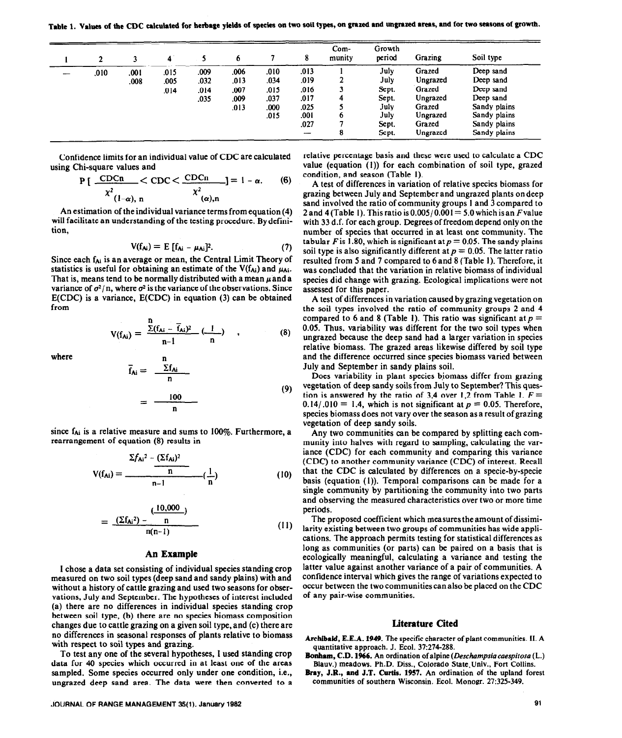**Table 1. Values of the CDC calculated for herbage yields of species on two soil types, on grazed and ungrazed areas, and for two seasons of growth.**

| 1 | 2 | 3 | 4 | 5 | 6 | 7 | 8 | Community | Growth period | Grazing | Soil type |
|---|---|---|---|---|---|---|---|---|---|---|---|
| — | .010 | .001 | .015 | .009 | .006 | .010 | .013 | 1 | July | Grazed | Deep sand |
| | | .008 | .005 | .032 | .013 | .034 | .019 | 2 | July | Ungrazed | Deep sand |
| | | | .014 | .014 | .007 | .015 | .016 | 3 | Sept. | Grazed | Deep sand |
| | | | | .035 | .009 | .037 | .017 | 4 | Sept. | Ungrazed | Deep sand |
| | | | | | .013 | .000 | .025 | 5 | July | Grazed | Sandy plains |
| | | | | | | .015 | .001 | 6 | July | Ungrazed | Sandy plains |
| | | | | | | | .027 | 7 | Sept. | Grazed | Sandy plains |
| | | | | | | | — | 8 | Sept. | Ungrazed | Sandy plains |

Confidence limits for an individual value of CDC are calculated using Chi-square values and

$$P\left[\frac{CDCn}{\chi^2_{(1-\alpha),\,n}} < CDC < \frac{CDCn}{\chi^2_{(\alpha),n}}\right] = 1 - \alpha. \quad (6)$$

An estimation of the individual variance terms from equation (4) will facilitate an understanding of the testing procedure. By definition,

$$V(f_{Ai}) = E\,[f_{Ai} - \mu_{Ai}]^2. \quad (7)$$

Since each $f_{Ai}$ is an average or mean, the Central Limit Theory of statistics is useful for obtaining an estimate of the $V(f_{Ai})$ and $\mu_{Ai}$. That is, means tend to be normally distributed with a mean $\mu$ and a variance of $\sigma^2/n$, where $\sigma^2$ is the variance of the observations. Since E(CDC) is a variance, E(CDC) in equation (3) can be obtained from

$$V(f_{Ai}) = \frac{\sum^{n}(f_{Ai} - \bar{f}_{Ai})^2}{n-1}\left(\frac{1}{n}\right), \quad (8)$$

where

$$\bar{f}_{Ai} = \frac{\sum^{n} f_{Ai}}{n} = \frac{100}{n} \quad (9)$$

since $f_{Ai}$ is a relative measure and sums to 100%. Furthermore, a rearrangement of equation (8) results in

$$V(f_{Ai}) = \frac{\sum f_{Ai}^2 - \frac{(\sum f_{Ai})^2}{n}}{n-1}\left(\frac{1}{n}\right) \quad (10)$$

$$= \frac{(\sum f_{Ai}^2) - \left(\frac{10{,}000}{n}\right)}{n(n-1)} \quad (11)$$

## An Example

I chose a data set consisting of individual species standing crop measured on two soil types (deep sand and sandy plains) with and without a history of cattle grazing and used two seasons for observations, July and September. The hypotheses of interest included (a) there are no differences in individual species standing crop between soil type, (b) there are no species biomass composition changes due to cattle grazing on a given soil type, and (c) there are no differences in seasonal responses of plants relative to biomass with respect to soil types and grazing.

To test any one of the several hypotheses, I used standing crop data for 40 species which occurred in at least one of the areas sampled. Some species occurred only under one condition, i.e., ungrazed deep sand area. The data were then converted to a relative percentage basis and these were used to calculate a CDC value (equation (1)) for each combination of soil type, grazed condition, and season (Table 1).

A test of differences in variation of relative species biomass for grazing between July and September and ungrazed plants on deep sand involved the ratio of community groups 1 and 3 compared to 2 and 4 (Table 1). This ratio is 0.005/0.001 = 5.0 which is an $F$ value with 33 d.f. for each group. Degrees of freedom depend only on the number of species that occurred in at least one community. The tabular $F$ is 1.80, which is significant at $p = 0.05$. The sandy plains soil type is also significantly different at $p = 0.05$. The latter ratio resulted from 5 and 7 compared to 6 and 8 (Table 1). Therefore, it was concluded that the variation in relative biomass of individual species did change with grazing. Ecological implications were not assessed for this paper.

A test of differences in variation caused by grazing vegetation on the soil types involved the ratio of community groups 2 and 4 compared to 6 and 8 (Table 1). This ratio was significant at $p = 0.05$. Thus, variability was different for the two soil types when ungrazed because the deep sand had a larger variation in species relative biomass. The grazed areas likewise differed by soil type and the difference occurred since species biomass varied between July and September in sandy plains soil.

Does variability in plant species biomass differ from grazing vegetation of deep sandy soils from July to September? This question is answered by the ratio of 3,4 over 1,2 from Table 1. $F = 0.14/.010 = 1.4$, which is not significant at $p = 0.05$. Therefore, species biomass does not vary over the season as a result of grazing vegetation of deep sandy soils.

Any two communities can be compared by splitting each community into halves with regard to sampling, calculating the variance (CDC) for each community and comparing this variance (CDC) to another community variance (CDC) of interest. Recall that the CDC is calculated by differences on a specie-by-specie basis (equation (1)). Temporal comparisons can be made for a single community by partitioning the community into two parts and observing the measured characteristics over two or more time periods.

The proposed coefficient which measures the amount of dissimilarity existing between two groups of communities has wide applications. The approach permits testing for statistical differences as long as communities (or parts) can be paired on a basis that is ecologically meaningful, calculating a variance and testing the latter value against another variance of a pair of communities. A confidence interval which gives the range of variations expected to occur between the two communities can also be placed on the CDC of any pair-wise communities.

## Literature Cited

**Archibald, E.E.A. 1949.** The specific character of plant communities. II. A quantitative approach. J. Ecol. 37:274-288.

**Bonham, C.D. 1966.** An ordination of alpine (*Deschampsia caespitosa* (L.) Blauv.) meadows. Ph.D. Diss., Colorado State Univ., Fort Collins.

**Bray, J.R., and J.T. Curtis. 1957.** An ordination of the upland forest communities of southern Wisconsin. Ecol. Monogr. 27:325-349.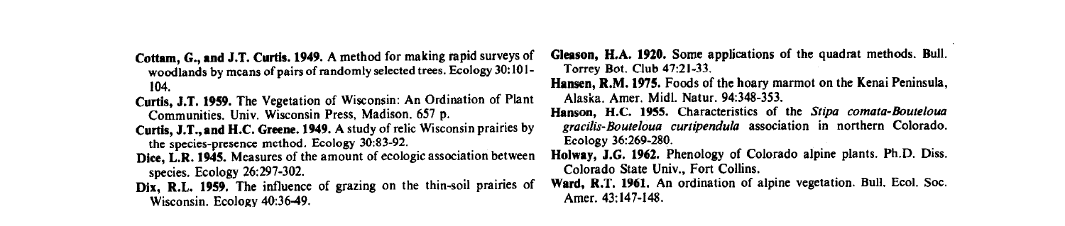**Cottam, G., and J.T. Curtis. 1949.** A method for making rapid surveys of woodlands by mcans of pairs of randomly selected trees. Ecology 30:101-104.

**Curtis, J.T. 1959.** The Vegetation of Wisconsin: An Ordination of Plant Communities. Univ. Wisconsin Press, Madison. 657 p.

**Curtis, J.T., and H.C. Greene. 1949.** A study of relic Wisconsin prairies by the species-presence method. Ecology 30:83-92.

**Dice, L.R. 1945.** Measures of the amount of ecologic association between species. Ecology 26:297-302.

**Dix, R.L. 1959.** The influence of grazing on the thin-soil prairies of Wisconsin. Ecology 40:36-49.

**Gleason, H.A. 1920.** Some applications of the quadrat methods. Bull. Torrey Bot. Club 47:21-33.

**Hansen, R.M. 1975.** Foods of the hoary marmot on the Kenai Peninsula, Alaska. Amer. Midl. Natur. 94:348-353.

**Hanson, H.C. 1955.** Characteristics of the *Stipa comata-Bouteloua gracilis-Bouteloua curtipendula* association in northern Colorado. Ecology 36:269-280.

**Holway, J.G. 1962.** Phenology of Colorado alpine plants. Ph.D. Diss. Colorado State Univ., Fort Collins.

**Ward, R.T. 1961.** An ordination of alpine vegetation. Bull. Ecol. Soc. Amer. 43:147-148.